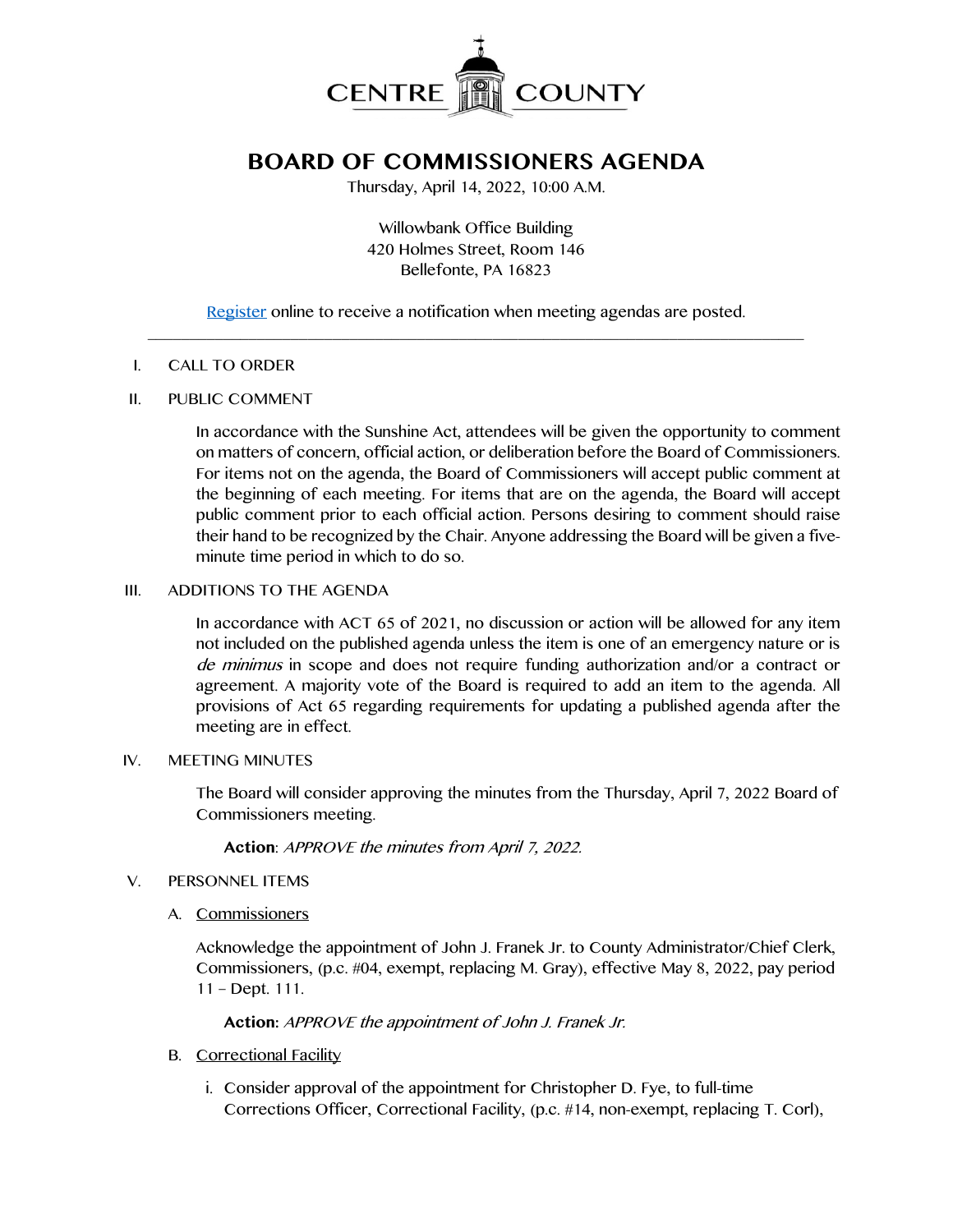CENTRE COUNTY

# BOARD OF COMMISSIONERS AGENDA

Thursday, April 14, 2022, 10:00 A.M.

Willowbank Office Building
420 Holmes Street, Room 146
Bellefonte, PA 16823

Register online to receive a notification when meeting agendas are posted.

---

I. CALL TO ORDER

II. PUBLIC COMMENT

In accordance with the Sunshine Act, attendees will be given the opportunity to comment on matters of concern, official action, or deliberation before the Board of Commissioners. For items not on the agenda, the Board of Commissioners will accept public comment at the beginning of each meeting. For items that are on the agenda, the Board will accept public comment prior to each official action. Persons desiring to comment should raise their hand to be recognized by the Chair. Anyone addressing the Board will be given a five-minute time period in which to do so.

III. ADDITIONS TO THE AGENDA

In accordance with ACT 65 of 2021, no discussion or action will be allowed for any item not included on the published agenda unless the item is one of an emergency nature or is *de minimus* in scope and does not require funding authorization and/or a contract or agreement. A majority vote of the Board is required to add an item to the agenda. All provisions of Act 65 regarding requirements for updating a published agenda after the meeting are in effect.

IV. MEETING MINUTES

The Board will consider approving the minutes from the Thursday, April 7, 2022 Board of Commissioners meeting.

**Action**: *APPROVE the minutes from April 7, 2022.*

V. PERSONNEL ITEMS

A. Commissioners

Acknowledge the appointment of John J. Franek Jr. to County Administrator/Chief Clerk, Commissioners, (p.c. #04, exempt, replacing M. Gray), effective May 8, 2022, pay period 11 – Dept. 111.

**Action:** *APPROVE the appointment of John J. Franek Jr.*

B. Correctional Facility

i. Consider approval of the appointment for Christopher D. Fye, to full-time Corrections Officer, Correctional Facility, (p.c. #14, non-exempt, replacing T. Corl),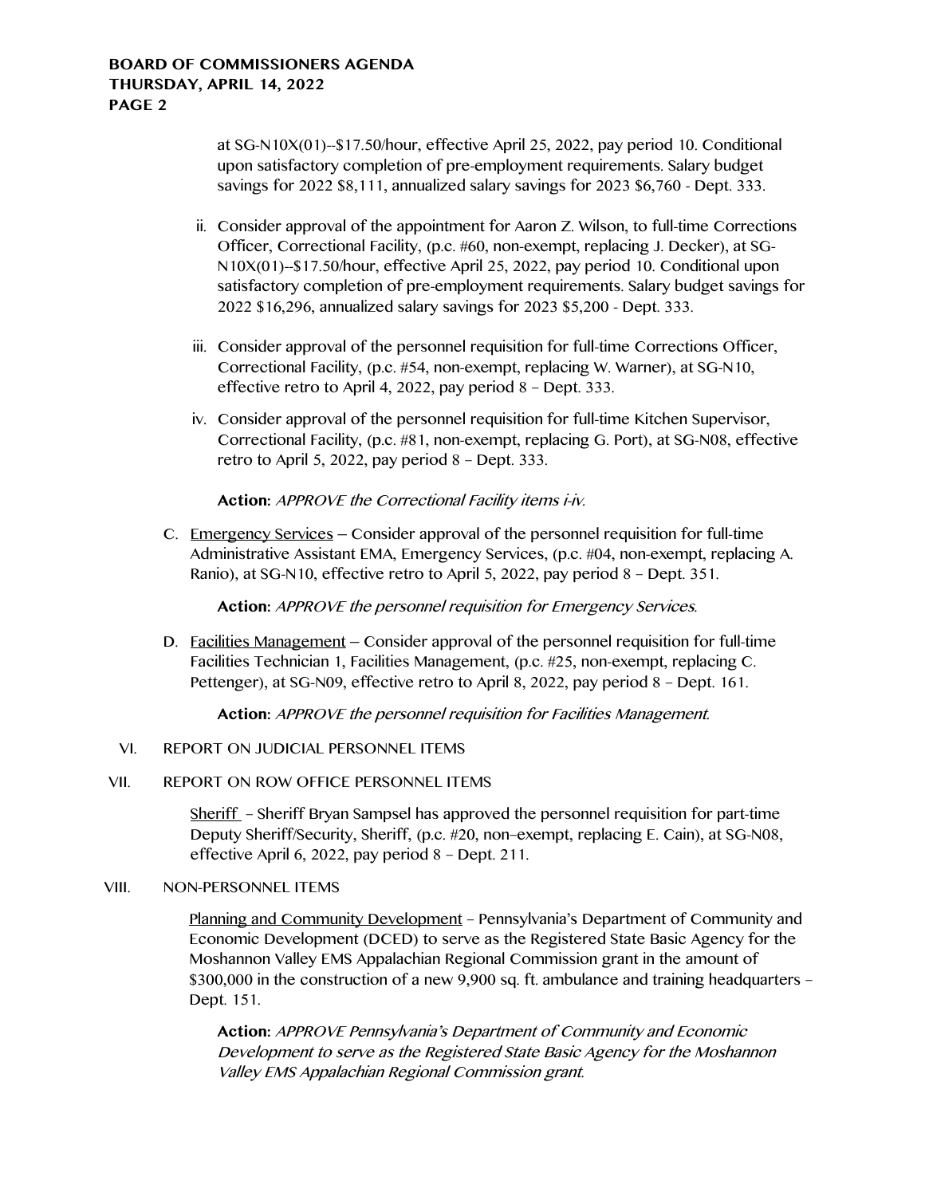at SG-N10X(01)--$17.50/hour, effective April 25, 2022, pay period 10. Conditional upon satisfactory completion of pre-employment requirements. Salary budget savings for 2022 $8,111, annualized salary savings for 2023 $6,760 - Dept. 333.

ii. Consider approval of the appointment for Aaron Z. Wilson, to full-time Corrections Officer, Correctional Facility, (p.c. #60, non-exempt, replacing J. Decker), at SG-N10X(01)--$17.50/hour, effective April 25, 2022, pay period 10. Conditional upon satisfactory completion of pre-employment requirements. Salary budget savings for 2022 $16,296, annualized salary savings for 2023 $5,200 - Dept. 333.

iii. Consider approval of the personnel requisition for full-time Corrections Officer, Correctional Facility, (p.c. #54, non-exempt, replacing W. Warner), at SG-N10, effective retro to April 4, 2022, pay period 8 – Dept. 333.

iv. Consider approval of the personnel requisition for full-time Kitchen Supervisor, Correctional Facility, (p.c. #81, non-exempt, replacing G. Port), at SG-N08, effective retro to April 5, 2022, pay period 8 – Dept. 333.

**Action:** *APPROVE the Correctional Facility items i-iv.*

C. Emergency Services – Consider approval of the personnel requisition for full-time Administrative Assistant EMA, Emergency Services, (p.c. #04, non-exempt, replacing A. Ranio), at SG-N10, effective retro to April 5, 2022, pay period 8 – Dept. 351.

**Action:** *APPROVE the personnel requisition for Emergency Services.*

D. Facilities Management – Consider approval of the personnel requisition for full-time Facilities Technician 1, Facilities Management, (p.c. #25, non-exempt, replacing C. Pettenger), at SG-N09, effective retro to April 8, 2022, pay period 8 – Dept. 161.

**Action:** *APPROVE the personnel requisition for Facilities Management.*

VI. REPORT ON JUDICIAL PERSONNEL ITEMS

VII. REPORT ON ROW OFFICE PERSONNEL ITEMS

Sheriff – Sheriff Bryan Sampsel has approved the personnel requisition for part-time Deputy Sheriff/Security, Sheriff, (p.c. #20, non–exempt, replacing E. Cain), at SG-N08, effective April 6, 2022, pay period 8 – Dept. 211.

VIII. NON-PERSONNEL ITEMS

Planning and Community Development – Pennsylvania's Department of Community and Economic Development (DCED) to serve as the Registered State Basic Agency for the Moshannon Valley EMS Appalachian Regional Commission grant in the amount of $300,000 in the construction of a new 9,900 sq. ft. ambulance and training headquarters – Dept. 151.

**Action:** *APPROVE Pennsylvania's Department of Community and Economic Development to serve as the Registered State Basic Agency for the Moshannon Valley EMS Appalachian Regional Commission grant.*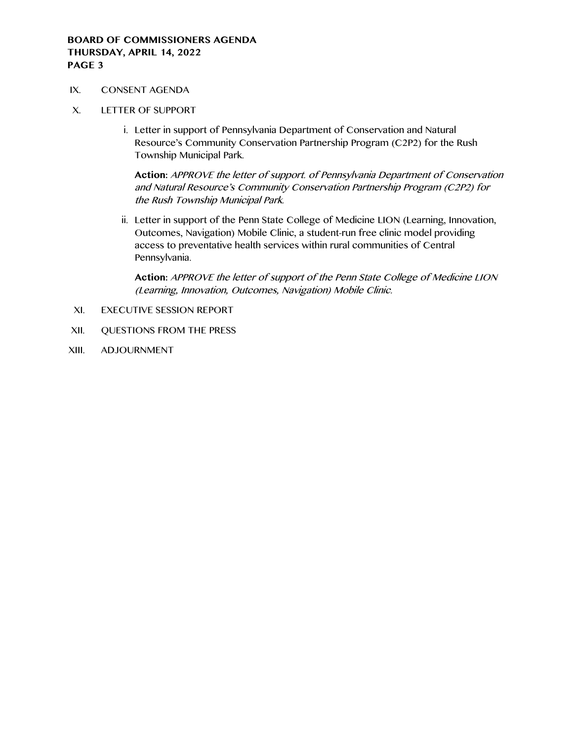IX. CONSENT AGENDA

X. LETTER OF SUPPORT

i. Letter in support of Pennsylvania Department of Conservation and Natural Resource's Community Conservation Partnership Program (C2P2) for the Rush Township Municipal Park.

**Action:** *APPROVE the letter of support. of Pennsylvania Department of Conservation and Natural Resource's Community Conservation Partnership Program (C2P2) for the Rush Township Municipal Park.*

ii. Letter in support of the Penn State College of Medicine LION (Learning, Innovation, Outcomes, Navigation) Mobile Clinic, a student-run free clinic model providing access to preventative health services within rural communities of Central Pennsylvania.

**Action:** *APPROVE the letter of support of the Penn State College of Medicine LION (Learning, Innovation, Outcomes, Navigation) Mobile Clinic.*

XI. EXECUTIVE SESSION REPORT

XII. QUESTIONS FROM THE PRESS

XIII. ADJOURNMENT